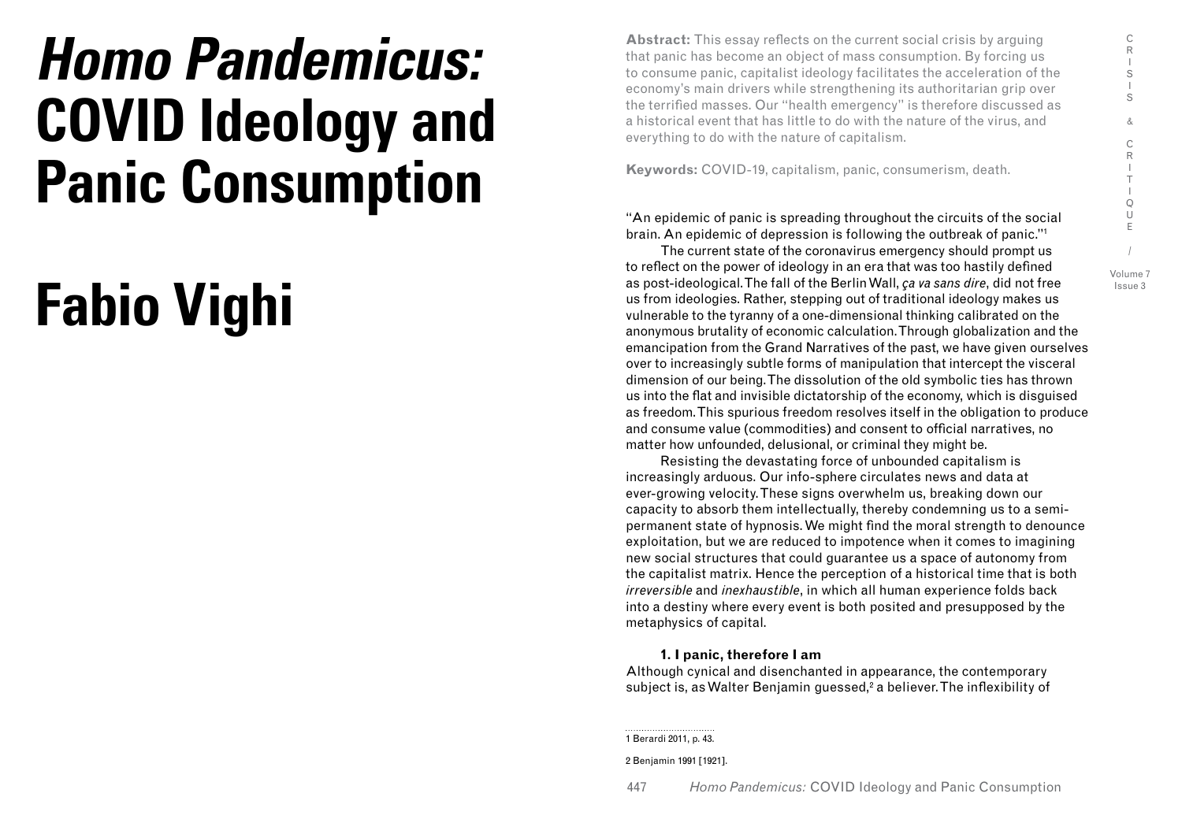# *Homo Pandemicus:* COVID Ideology and Panic Consumption

# Fabio Vighi

**Abstract:** This essay reflects on the current social crisis by arguing that panic has become an object of mass consumption. By forcing us to consume panic, capitalist ideology facilitates the acceleration of the economy's main drivers while strengthening its authoritarian grip over the terrified masses. Our "health emergency" is therefore discussed as a historical event that has little to do with the nature of the virus, and everything to do with the nature of capitalism.

**Keywords:** COVID-19, capitalism, panic, consumerism, death.

"An epidemic of panic is spreading throughout the circuits of the social brain. An epidemic of depression is following the outbreak of panic."[1]

The current state of the coronavirus emergency should prompt us to reflect on the power of ideology in an era that was too hastily defined as post-ideological. The fall of the Berlin Wall, *ça va sans dire*, did not free us from ideologies. Rather, stepping out of traditional ideology makes us vulnerable to the tyranny of a one-dimensional thinking calibrated on the anonymous brutality of economic calculation. Through globalization and the emancipation from the Grand Narratives of the past, we have given ourselves over to increasingly subtle forms of manipulation that intercept the visceral dimension of our being. The dissolution of the old symbolic ties has thrown us into the flat and invisible dictatorship of the economy, which is disguised as freedom. This spurious freedom resolves itself in the obligation to produce and consume value (commodities) and consent to official narratives, no matter how unfounded, delusional, or criminal they might be.

Resisting the devastating force of unbounded capitalism is increasingly arduous. Our info-sphere circulates news and data at ever-growing velocity. These signs overwhelm us, breaking down our capacity to absorb them intellectually, thereby condemning us to a semi-permanent state of hypnosis. We might find the moral strength to denounce exploitation, but we are reduced to impotence when it comes to imagining new social structures that could guarantee us a space of autonomy from the capitalist matrix. Hence the perception of a historical time that is both *irreversible* and *inexhaustible*, in which all human experience folds back into a destiny where every event is both posited and presupposed by the metaphysics of capital.

### 1. I panic, therefore I am

Although cynical and disenchanted in appearance, the contemporary subject is, as Walter Benjamin guessed,[2] a believer. The inflexibility of

1 Berardi 2011, p. 43.

2 Benjamin 1991 [1921].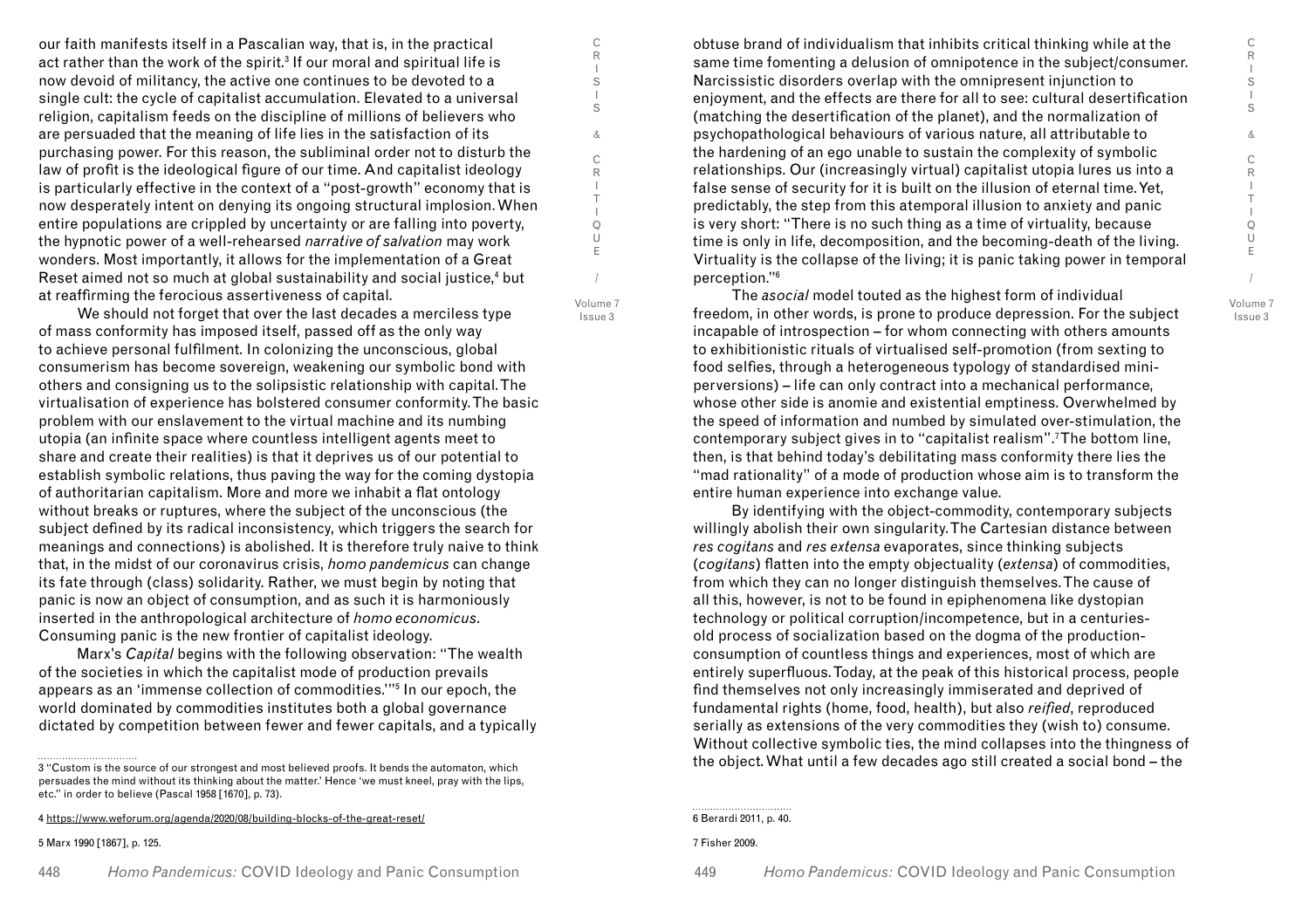our faith manifests itself in a Pascalian way, that is, in the practical act rather than the work of the spirit.[3] If our moral and spiritual life is now devoid of militancy, the active one continues to be devoted to a single cult: the cycle of capitalist accumulation. Elevated to a universal religion, capitalism feeds on the discipline of millions of believers who are persuaded that the meaning of life lies in the satisfaction of its purchasing power. For this reason, the subliminal order not to disturb the law of profit is the ideological figure of our time. And capitalist ideology is particularly effective in the context of a "post-growth" economy that is now desperately intent on denying its ongoing structural implosion. When entire populations are crippled by uncertainty or are falling into poverty, the hypnotic power of a well-rehearsed *narrative of salvation* may work wonders. Most importantly, it allows for the implementation of a Great Reset aimed not so much at global sustainability and social justice,[4] but at reaffirming the ferocious assertiveness of capital.

We should not forget that over the last decades a merciless type of mass conformity has imposed itself, passed off as the only way to achieve personal fulfilment. In colonizing the unconscious, global consumerism has become sovereign, weakening our symbolic bond with others and consigning us to the solipsistic relationship with capital. The virtualisation of experience has bolstered consumer conformity. The basic problem with our enslavement to the virtual machine and its numbing utopia (an infinite space where countless intelligent agents meet to share and create their realities) is that it deprives us of our potential to establish symbolic relations, thus paving the way for the coming dystopia of authoritarian capitalism. More and more we inhabit a flat ontology without breaks or ruptures, where the subject of the unconscious (the subject defined by its radical inconsistency, which triggers the search for meanings and connections) is abolished. It is therefore truly naive to think that, in the midst of our coronavirus crisis, *homo pandemicus* can change its fate through (class) solidarity. Rather, we must begin by noting that panic is now an object of consumption, and as such it is harmoniously inserted in the anthropological architecture of *homo economicus*. Consuming panic is the new frontier of capitalist ideology.

Marx's *Capital* begins with the following observation: "The wealth of the societies in which the capitalist mode of production prevails appears as an 'immense collection of commodities.'"[5] In our epoch, the world dominated by commodities institutes both a global governance dictated by competition between fewer and fewer capitals, and a typically obtuse brand of individualism that inhibits critical thinking while at the same time fomenting a delusion of omnipotence in the subject/consumer. Narcissistic disorders overlap with the omnipresent injunction to enjoyment, and the effects are there for all to see: cultural desertification (matching the desertification of the planet), and the normalization of psychopathological behaviours of various nature, all attributable to the hardening of an ego unable to sustain the complexity of symbolic relationships. Our (increasingly virtual) capitalist utopia lures us into a false sense of security for it is built on the illusion of eternal time. Yet, predictably, the step from this atemporal illusion to anxiety and panic is very short: "There is no such thing as a time of virtuality, because time is only in life, decomposition, and the becoming-death of the living. Virtuality is the collapse of the living; it is panic taking power in temporal perception."[6]

The *asocial* model touted as the highest form of individual freedom, in other words, is prone to produce depression. For the subject incapable of introspection – for whom connecting with others amounts to exhibitionistic rituals of virtualised self-promotion (from sexting to food selfies, through a heterogeneous typology of standardised mini-perversions) – life can only contract into a mechanical performance, whose other side is anomie and existential emptiness. Overwhelmed by the speed of information and numbed by simulated over-stimulation, the contemporary subject gives in to "capitalist realism".[7] The bottom line, then, is that behind today's debilitating mass conformity there lies the "mad rationality" of a mode of production whose aim is to transform the entire human experience into exchange value.

By identifying with the object-commodity, contemporary subjects willingly abolish their own singularity. The Cartesian distance between *res cogitans* and *res extensa* evaporates, since thinking subjects (*cogitans*) flatten into the empty objectuality (*extensa*) of commodities, from which they can no longer distinguish themselves. The cause of all this, however, is not to be found in epiphenomena like dystopian technology or political corruption/incompetence, but in a centuries-old process of socialization based on the dogma of the production-consumption of countless things and experiences, most of which are entirely superfluous. Today, at the peak of this historical process, people find themselves not only increasingly immiserated and deprived of fundamental rights (home, food, health), but also *reified*, reproduced serially as extensions of the very commodities they (wish to) consume. Without collective symbolic ties, the mind collapses into the thingness of the object. What until a few decades ago still created a social bond – the

---

3 "Custom is the source of our strongest and most believed proofs. It bends the automaton, which persuades the mind without its thinking about the matter.' Hence 'we must kneel, pray with the lips, etc." in order to believe (Pascal 1958 [1670], p. 73).

4 https://www.weforum.org/agenda/2020/08/building-blocks-of-the-great-reset/

5 Marx 1990 [1867], p. 125.

6 Berardi 2011, p. 40.

7 Fisher 2009.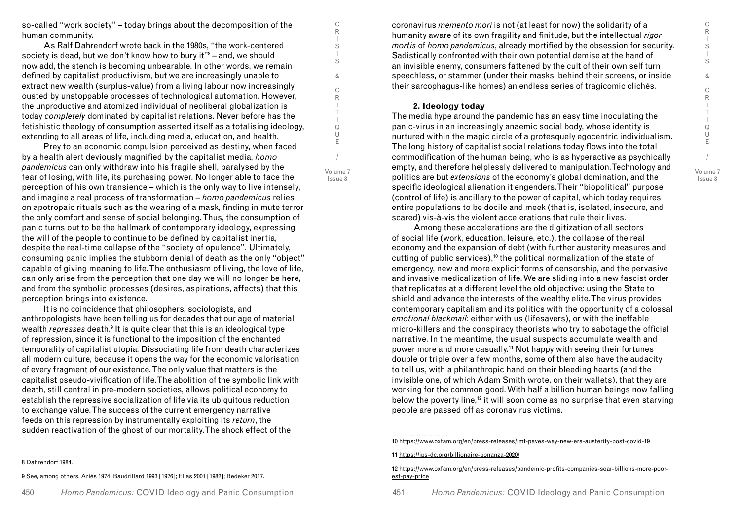so-called "work society" – today brings about the decomposition of the human community.

As Ralf Dahrendorf wrote back in the 1980s, "the work-centered society is dead, but we don't know how to bury it"[8] – and, we should now add, the stench is becoming unbearable. In other words, we remain defined by capitalist productivism, but we are increasingly unable to extract new wealth (surplus-value) from a living labour now increasingly ousted by unstoppable processes of technological automation. However, the unproductive and atomized individual of neoliberal globalization is today *completely* dominated by capitalist relations. Never before has the fetishistic theology of consumption asserted itself as a totalising ideology, extending to all areas of life, including media, education, and health.

Prey to an economic compulsion perceived as destiny, when faced by a health alert deviously magnified by the capitalist media, *homo pandemicus* can only withdraw into his fragile shell, paralysed by the fear of losing, with life, its purchasing power. No longer able to face the perception of his own transience – which is the only way to live intensely, and imagine a real process of transformation – *homo pandemicus* relies on apotropaic rituals such as the wearing of a mask, finding in mute terror the only comfort and sense of social belonging. Thus, the consumption of panic turns out to be the hallmark of contemporary ideology, expressing the will of the people to continue to be defined by capitalist inertia, despite the real-time collapse of the "society of opulence". Ultimately, consuming panic implies the stubborn denial of death as the only "object" capable of giving meaning to life. The enthusiasm of living, the love of life, can only arise from the perception that one day we will no longer be here, and from the symbolic processes (desires, aspirations, affects) that this perception brings into existence.

It is no coincidence that philosophers, sociologists, and anthropologists have been telling us for decades that our age of material wealth *represses* death.[9] It is quite clear that this is an ideological type of repression, since it is functional to the imposition of the enchanted temporality of capitalist utopia. Dissociating life from death characterizes all modern culture, because it opens the way for the economic valorisation of every fragment of our existence. The only value that matters is the capitalist pseudo-vivification of life. The abolition of the symbolic link with death, still central in pre-modern societies, allows political economy to establish the repressive socialization of life via its ubiquitous reduction to exchange value. The success of the current emergency narrative feeds on this repression by instrumentally exploiting its *return*, the sudden reactivation of the ghost of our mortality. The shock effect of the coronavirus *memento mori* is not (at least for now) the solidarity of a humanity aware of its own fragility and finitude, but the intellectual *rigor mortis* of *homo pandemicus*, already mortified by the obsession for security. Sadistically confronted with their own potential demise at the hand of an invisible enemy, consumers fattened by the cult of their own self turn speechless, or stammer (under their masks, behind their screens, or inside their sarcophagus-like homes) an endless series of tragicomic clichés.

### 2. Ideology today

The media hype around the pandemic has an easy time inoculating the panic-virus in an increasingly anaemic social body, whose identity is nurtured within the magic circle of a grotesquely egocentric individualism. The long history of capitalist social relations today flows into the total commodification of the human being, who is as hyperactive as psychically empty, and therefore helplessly delivered to manipulation. Technology and politics are but *extensions* of the economy's global domination, and the specific ideological alienation it engenders. Their "biopolitical" purpose (control of life) is ancillary to the power of capital, which today requires entire populations to be docile and meek (that is, isolated, insecure, and scared) vis-à-vis the violent accelerations that rule their lives.

Among these accelerations are the digitization of all sectors of social life (work, education, leisure, etc.), the collapse of the real economy and the expansion of debt (with further austerity measures and cutting of public services),[10] the political normalization of the state of emergency, new and more explicit forms of censorship, and the pervasive and invasive medicalization of life. We are sliding into a new fascist order that replicates at a different level the old objective: using the State to shield and advance the interests of the wealthy elite. The virus provides contemporary capitalism and its politics with the opportunity of a colossal *emotional blackmail*: either with us (lifesavers), or with the ineffable micro-killers and the conspiracy theorists who try to sabotage the official narrative. In the meantime, the usual suspects accumulate wealth and power more and more casually.[11] Not happy with seeing their fortunes double or triple over a few months, some of them also have the audacity to tell us, with a philanthropic hand on their bleeding hearts (and the invisible one, of which Adam Smith wrote, on their wallets), that they are working for the common good. With half a billion human beings now falling below the poverty line,[12] it will soon come as no surprise that even starving people are passed off as coronavirus victims.

---

8 Dahrendorf 1984.

9 See, among others, Ariés 1974; Baudrillard 1993 [1976]; Elias 2001 [1982]; Redeker 2017.

10 https://www.oxfam.org/en/press-releases/imf-paves-way-new-era-austerity-post-covid-19

11 https://ips-dc.org/billionaire-bonanza-2020/

12 https://www.oxfam.org/en/press-releases/pandemic-profits-companies-soar-billions-more-poorest-pay-price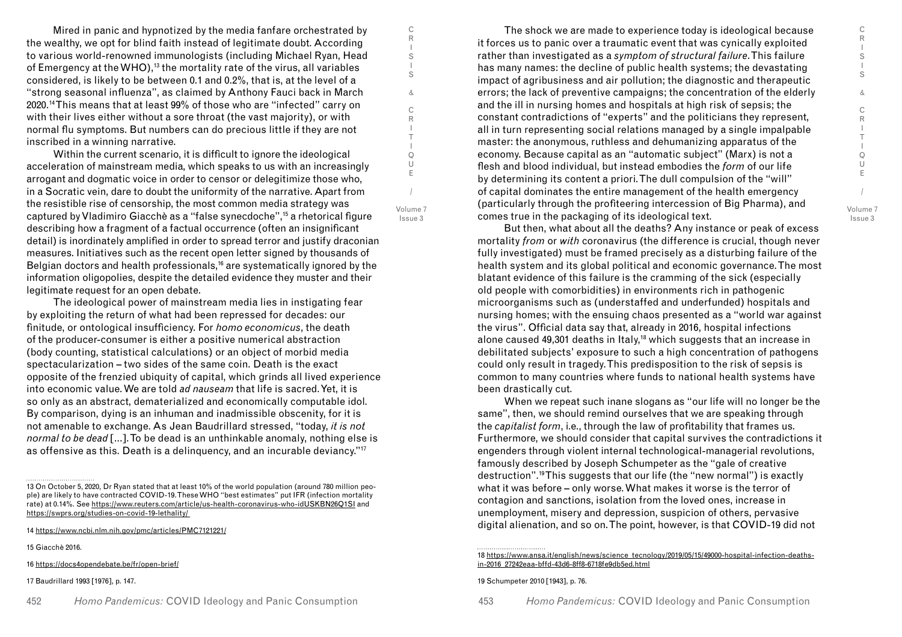Mired in panic and hypnotized by the media fanfare orchestrated by the wealthy, we opt for blind faith instead of legitimate doubt. According to various world-renowned immunologists (including Michael Ryan, Head of Emergency at the WHO),[13] the mortality rate of the virus, all variables considered, is likely to be between 0.1 and 0.2%, that is, at the level of a "strong seasonal influenza", as claimed by Anthony Fauci back in March 2020.[14] This means that at least 99% of those who are "infected" carry on with their lives either without a sore throat (the vast majority), or with normal flu symptoms. But numbers can do precious little if they are not inscribed in a winning narrative.

Within the current scenario, it is difficult to ignore the ideological acceleration of mainstream media, which speaks to us with an increasingly arrogant and dogmatic voice in order to censor or delegitimize those who, in a Socratic vein, dare to doubt the uniformity of the narrative. Apart from the resistible rise of censorship, the most common media strategy was captured by Vladimiro Giacchè as a "false synecdoche",[15] a rhetorical figure describing how a fragment of a factual occurrence (often an insignificant detail) is inordinately amplified in order to spread terror and justify draconian measures. Initiatives such as the recent open letter signed by thousands of Belgian doctors and health professionals,[16] are systematically ignored by the information oligopolies, despite the detailed evidence they muster and their legitimate request for an open debate.

The ideological power of mainstream media lies in instigating fear by exploiting the return of what had been repressed for decades: our finitude, or ontological insufficiency. For *homo economicus*, the death of the producer-consumer is either a positive numerical abstraction (body counting, statistical calculations) or an object of morbid media spectacularization – two sides of the same coin. Death is the exact opposite of the frenzied ubiquity of capital, which grinds all lived experience into economic value. We are told *ad nauseam* that life is sacred. Yet, it is so only as an abstract, dematerialized and economically computable idol. By comparison, dying is an inhuman and inadmissible obscenity, for it is not amenable to exchange. As Jean Baudrillard stressed, "today, *it is not normal to be dead* [...]. To be dead is an unthinkable anomaly, nothing else is as offensive as this. Death is a delinquency, and an incurable deviancy."[17]

The shock we are made to experience today is ideological because it forces us to panic over a traumatic event that was cynically exploited rather than investigated as a *symptom of structural failure*. This failure has many names: the decline of public health systems; the devastating impact of agribusiness and air pollution; the diagnostic and therapeutic errors; the lack of preventive campaigns; the concentration of the elderly and the ill in nursing homes and hospitals at high risk of sepsis; the constant contradictions of "experts" and the politicians they represent, all in turn representing social relations managed by a single impalpable master: the anonymous, ruthless and dehumanizing apparatus of the economy. Because capital as an "automatic subject" (Marx) is not a flesh and blood individual, but instead embodies the *form* of our life by determining its content a priori. The dull compulsion of the "will" of capital dominates the entire management of the health emergency (particularly through the profiteering intercession of Big Pharma), and comes true in the packaging of its ideological text.

But then, what about all the deaths? Any instance or peak of excess mortality *from* or *with* coronavirus (the difference is crucial, though never fully investigated) must be framed precisely as a disturbing failure of the health system and its global political and economic governance. The most blatant evidence of this failure is the cramming of the sick (especially old people with comorbidities) in environments rich in pathogenic microorganisms such as (understaffed and underfunded) hospitals and nursing homes; with the ensuing chaos presented as a "world war against the virus". Official data say that, already in 2016, hospital infections alone caused 49,301 deaths in Italy,[18] which suggests that an increase in debilitated subjects' exposure to such a high concentration of pathogens could only result in tragedy. This predisposition to the risk of sepsis is common to many countries where funds to national health systems have been drastically cut.

When we repeat such inane slogans as "our life will no longer be the same", then, we should remind ourselves that we are speaking through the *capitalist form*, i.e., through the law of profitability that frames us. Furthermore, we should consider that capital survives the contradictions it engenders through violent internal technological-managerial revolutions, famously described by Joseph Schumpeter as the "gale of creative destruction".[19] This suggests that our life (the "new normal") is exactly what it was before – only worse. What makes it worse is the terror of contagion and sanctions, isolation from the loved ones, increase in unemployment, misery and depression, suspicion of others, pervasive digital alienation, and so on. The point, however, is that COVID-19 did not

---

13 On October 5, 2020, Dr Ryan stated that at least 10% of the world population (around 780 million people) are likely to have contracted COVID-19. These WHO "best estimates" put IFR (infection mortality rate) at 0.14%. See https://www.reuters.com/article/us-health-coronavirus-who-idUSKBN26Q1SI and https://swprs.org/studies-on-covid-19-lethality/

14 https://www.ncbi.nlm.nih.gov/pmc/articles/PMC7121221/

15 Giacchè 2016.

16 https://docs4opendebate.be/fr/open-brief/

17 Baudrillard 1993 [1976], p. 147.

18 https://www.ansa.it/english/news/science_tecnology/2019/05/15/49000-hospital-infection-deaths-in-2016_27242eaa-bffd-43d6-8ff8-6718fe9db5ed.html

19 Schumpeter 2010 [1943], p. 76.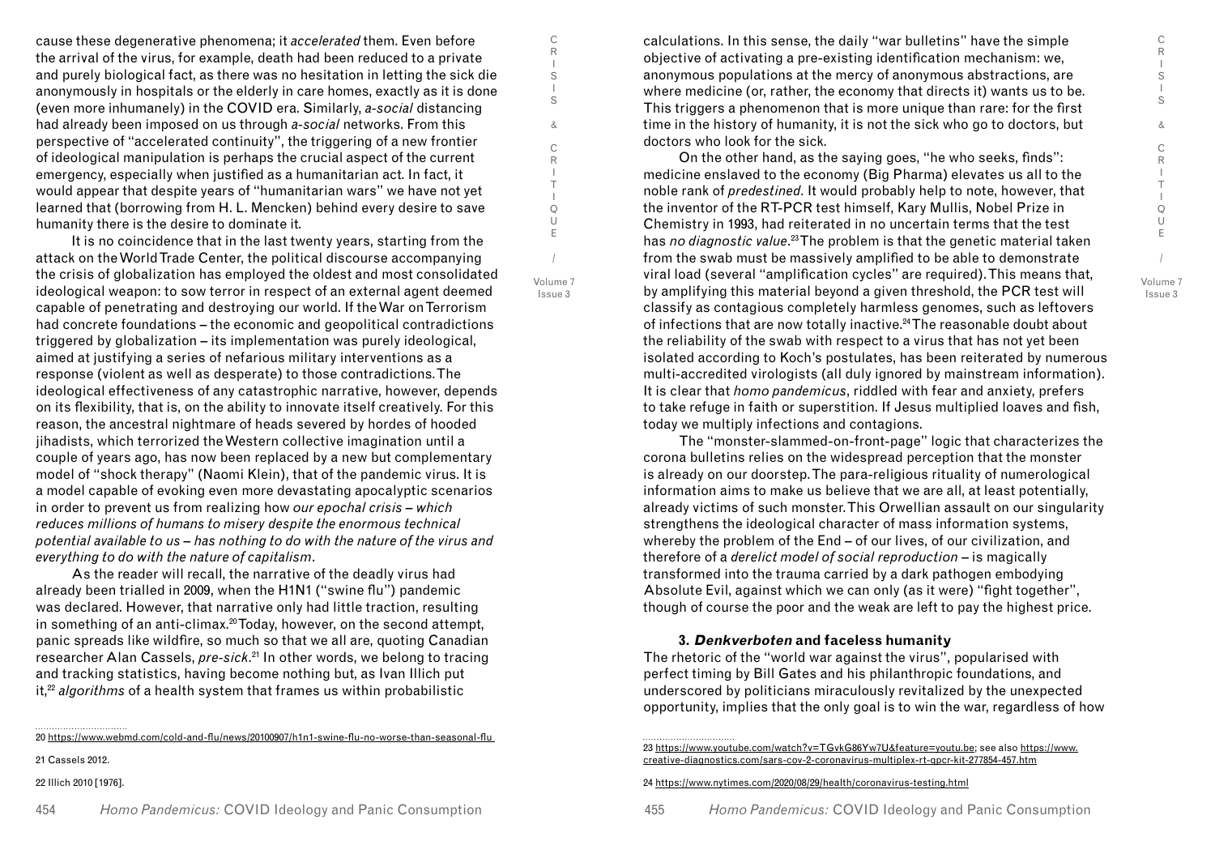cause these degenerative phenomena; it *accelerated* them. Even before the arrival of the virus, for example, death had been reduced to a private and purely biological fact, as there was no hesitation in letting the sick die anonymously in hospitals or the elderly in care homes, exactly as it is done (even more inhumanely) in the COVID era. Similarly, *a-social* distancing had already been imposed on us through *a-social* networks. From this perspective of "accelerated continuity", the triggering of a new frontier of ideological manipulation is perhaps the crucial aspect of the current emergency, especially when justified as a humanitarian act. In fact, it would appear that despite years of "humanitarian wars" we have not yet learned that (borrowing from H. L. Mencken) behind every desire to save humanity there is the desire to dominate it.

It is no coincidence that in the last twenty years, starting from the attack on the World Trade Center, the political discourse accompanying the crisis of globalization has employed the oldest and most consolidated ideological weapon: to sow terror in respect of an external agent deemed capable of penetrating and destroying our world. If the War on Terrorism had concrete foundations – the economic and geopolitical contradictions triggered by globalization – its implementation was purely ideological, aimed at justifying a series of nefarious military interventions as a response (violent as well as desperate) to those contradictions. The ideological effectiveness of any catastrophic narrative, however, depends on its flexibility, that is, on the ability to innovate itself creatively. For this reason, the ancestral nightmare of heads severed by hordes of hooded jihadists, which terrorized the Western collective imagination until a couple of years ago, has now been replaced by a new but complementary model of "shock therapy" (Naomi Klein), that of the pandemic virus. It is a model capable of evoking even more devastating apocalyptic scenarios in order to prevent us from realizing how *our epochal crisis – which reduces millions of humans to misery despite the enormous technical potential available to us – has nothing to do with the nature of the virus and everything to do with the nature of capitalism*.

As the reader will recall, the narrative of the deadly virus had already been trialled in 2009, when the H1N1 ("swine flu") pandemic was declared. However, that narrative only had little traction, resulting in something of an anti-climax.[20] Today, however, on the second attempt, panic spreads like wildfire, so much so that we all are, quoting Canadian researcher Alan Cassels, *pre-sick*.[21] In other words, we belong to tracing and tracking statistics, having become nothing but, as Ivan Illich put it,[22] *algorithms* of a health system that frames us within probabilistic calculations. In this sense, the daily "war bulletins" have the simple objective of activating a pre-existing identification mechanism: we, anonymous populations at the mercy of anonymous abstractions, are where medicine (or, rather, the economy that directs it) wants us to be. This triggers a phenomenon that is more unique than rare: for the first time in the history of humanity, it is not the sick who go to doctors, but doctors who look for the sick.

On the other hand, as the saying goes, "he who seeks, finds": medicine enslaved to the economy (Big Pharma) elevates us all to the noble rank of *predestined*. It would probably help to note, however, that the inventor of the RT-PCR test himself, Kary Mullis, Nobel Prize in Chemistry in 1993, had reiterated in no uncertain terms that the test has *no diagnostic value*.[23] The problem is that the genetic material taken from the swab must be massively amplified to be able to demonstrate viral load (several "amplification cycles" are required). This means that, by amplifying this material beyond a given threshold, the PCR test will classify as contagious completely harmless genomes, such as leftovers of infections that are now totally inactive.[24] The reasonable doubt about the reliability of the swab with respect to a virus that has not yet been isolated according to Koch's postulates, has been reiterated by numerous multi-accredited virologists (all duly ignored by mainstream information). It is clear that *homo pandemicus*, riddled with fear and anxiety, prefers to take refuge in faith or superstition. If Jesus multiplied loaves and fish, today we multiply infections and contagions.

The "monster-slammed-on-front-page" logic that characterizes the corona bulletins relies on the widespread perception that the monster is already on our doorstep. The para-religious rituality of numerological information aims to make us believe that we are all, at least potentially, already victims of such monster. This Orwellian assault on our singularity strengthens the ideological character of mass information systems, whereby the problem of the End – of our lives, of our civilization, and therefore of a *derelict model of social reproduction* – is magically transformed into the trauma carried by a dark pathogen embodying Absolute Evil, against which we can only (as it were) "fight together", though of course the poor and the weak are left to pay the highest price.

### 3. *Denkverboten* and faceless humanity

The rhetoric of the "world war against the virus", popularised with perfect timing by Bill Gates and his philanthropic foundations, and underscored by politicians miraculously revitalized by the unexpected opportunity, implies that the only goal is to win the war, regardless of how

---

20 https://www.webmd.com/cold-and-flu/news/20100907/h1n1-swine-flu-no-worse-than-seasonal-flu

21 Cassels 2012.

22 Illich 2010 [1976].

23 https://www.youtube.com/watch?v=TGvkG86Yw7U&feature=youtu.be; see also https://www.creative-diagnostics.com/sars-cov-2-coronavirus-multiplex-rt-qpcr-kit-277854-457.htm

24 https://www.nytimes.com/2020/08/29/health/coronavirus-testing.html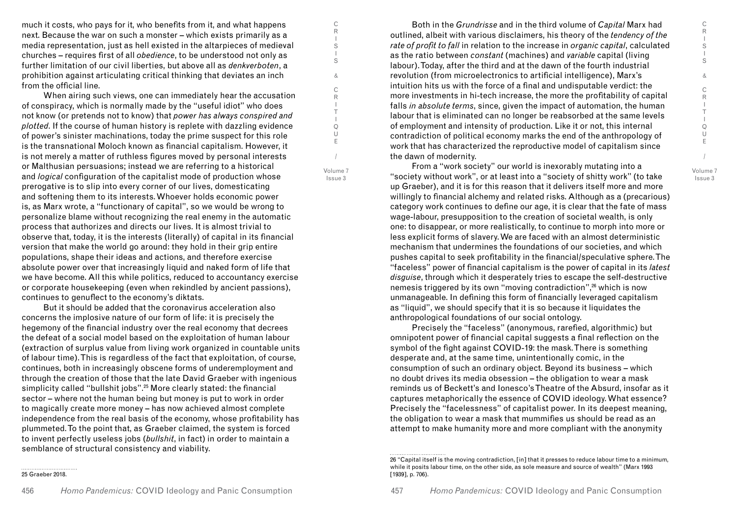much it costs, who pays for it, who benefits from it, and what happens next. Because the war on such a monster – which exists primarily as a media representation, just as hell existed in the altarpieces of medieval churches – requires first of all *obedience*, to be understood not only as further limitation of our civil liberties, but above all as *denkverboten*, a prohibition against articulating critical thinking that deviates an inch from the official line.

When airing such views, one can immediately hear the accusation of conspiracy, which is normally made by the "useful idiot" who does not know (or pretends not to know) that *power has always conspired and plotted*. If the course of human history is replete with dazzling evidence of power's sinister machinations, today the prime suspect for this role is the transnational Moloch known as financial capitalism. However, it is not merely a matter of ruthless figures moved by personal interests or Malthusian persuasions; instead we are referring to a historical and *logical* configuration of the capitalist mode of production whose prerogative is to slip into every corner of our lives, domesticating and softening them to its interests. Whoever holds economic power is, as Marx wrote, a "functionary of capital", so we would be wrong to personalize blame without recognizing the real enemy in the automatic process that authorizes and directs our lives. It is almost trivial to observe that, today, it is the interests (literally) of capital in its financial version that make the world go around: they hold in their grip entire populations, shape their ideas and actions, and therefore exercise absolute power over that increasingly liquid and naked form of life that we have become. All this while politics, reduced to accountancy exercise or corporate housekeeping (even when rekindled by ancient passions), continues to genuflect to the economy's diktats.

But it should be added that the coronavirus acceleration also concerns the implosive nature of our form of life: it is precisely the hegemony of the financial industry over the real economy that decrees the defeat of a social model based on the exploitation of human labour (extraction of surplus value from living work organized in countable units of labour time). This is regardless of the fact that exploitation, of course, continues, both in increasingly obscene forms of underemployment and through the creation of those that the late David Graeber with ingenious simplicity called "bullshit jobs".[25] More clearly stated: the financial sector – where not the human being but money is put to work in order to magically create more money – has now achieved almost complete independence from the real basis of the economy, whose profitability has plummeted. To the point that, as Graeber claimed, the system is forced to invent perfectly useless jobs (*bullshit*, in fact) in order to maintain a semblance of structural consistency and viability.

Both in the *Grundrisse* and in the third volume of *Capital* Marx had outlined, albeit with various disclaimers, his theory of the *tendency of the rate of profit to fall* in relation to the increase in *organic capital*, calculated as the ratio between *constant* (machines) and *variable* capital (living labour). Today, after the third and at the dawn of the fourth industrial revolution (from microelectronics to artificial intelligence), Marx's intuition hits us with the force of a final and undisputable verdict: the more investments in hi-tech increase, the more the profitability of capital falls *in absolute terms*, since, given the impact of automation, the human labour that is eliminated can no longer be reabsorbed at the same levels of employment and intensity of production. Like it or not, this internal contradiction of political economy marks the end of the anthropology of work that has characterized the reproductive model of capitalism since the dawn of modernity.

From a "work society" our world is inexorably mutating into a "society without work", or at least into a "society of shitty work" (to take up Graeber), and it is for this reason that it delivers itself more and more willingly to financial alchemy and related risks. Although as a (precarious) category work continues to define our age, it is clear that the fate of mass wage-labour, presupposition to the creation of societal wealth, is only one: to disappear, or more realistically, to continue to morph into more or less explicit forms of slavery. We are faced with an almost deterministic mechanism that undermines the foundations of our societies, and which pushes capital to seek profitability in the financial/speculative sphere. The "faceless" power of financial capitalism is the power of capital in its *latest disguise*, through which it desperately tries to escape the self-destructive nemesis triggered by its own "moving contradiction",[26] which is now unmanageable. In defining this form of financially leveraged capitalism as "liquid", we should specify that it is so because it liquidates the anthropological foundations of our social ontology.

Precisely the "faceless" (anonymous, rarefied, algorithmic) but omnipotent power of financial capital suggests a final reflection on the symbol of the fight against COVID-19: the mask. There is something desperate and, at the same time, unintentionally comic, in the consumption of such an ordinary object. Beyond its business – which no doubt drives its media obsession – the obligation to wear a mask reminds us of Beckett's and Ionesco's Theatre of the Absurd, insofar as it captures metaphorically the essence of COVID ideology. What essence? Precisely the "facelessness" of capitalist power. In its deepest meaning, the obligation to wear a mask that mummifies us should be read as an attempt to make humanity more and more compliant with the anonymity

25 Graeber 2018.

26 "Capital itself is the moving contradiction, [in] that it presses to reduce labour time to a minimum, while it posits labour time, on the other side, as sole measure and source of wealth" (Marx 1993 [1939], p. 706).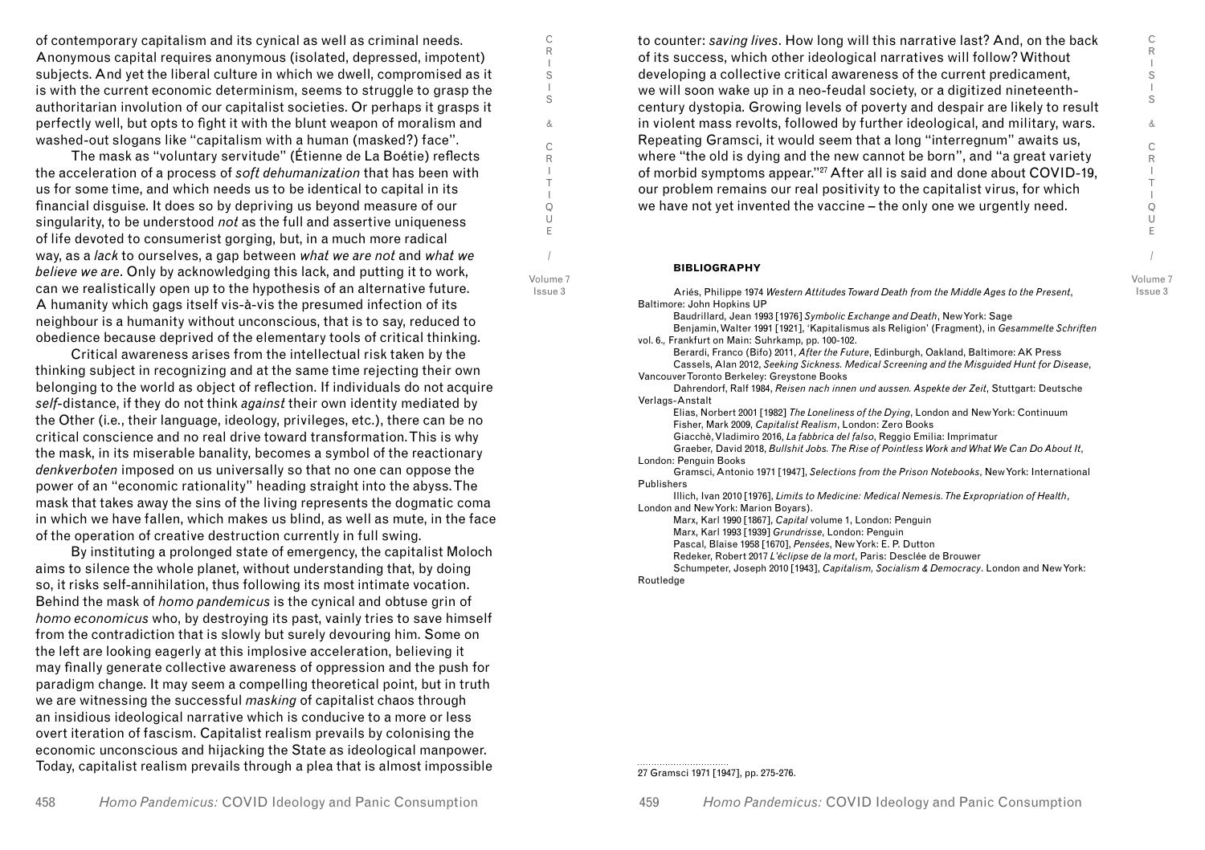of contemporary capitalism and its cynical as well as criminal needs. Anonymous capital requires anonymous (isolated, depressed, impotent) subjects. And yet the liberal culture in which we dwell, compromised as it is with the current economic determinism, seems to struggle to grasp the authoritarian involution of our capitalist societies. Or perhaps it grasps it perfectly well, but opts to fight it with the blunt weapon of moralism and washed-out slogans like "capitalism with a human (masked?) face".

The mask as "voluntary servitude" (Étienne de La Boétie) reflects the acceleration of a process of *soft dehumanization* that has been with us for some time, and which needs us to be identical to capital in its financial disguise. It does so by depriving us beyond measure of our singularity, to be understood *not* as the full and assertive uniqueness of life devoted to consumerist gorging, but, in a much more radical way, as a *lack* to ourselves, a gap between *what we are not* and *what we believe we are*. Only by acknowledging this lack, and putting it to work, can we realistically open up to the hypothesis of an alternative future. A humanity which gags itself vis-à-vis the presumed infection of its neighbour is a humanity without unconscious, that is to say, reduced to obedience because deprived of the elementary tools of critical thinking.

Critical awareness arises from the intellectual risk taken by the thinking subject in recognizing and at the same time rejecting their own belonging to the world as object of reflection. If individuals do not acquire *self*-distance, if they do not think *against* their own identity mediated by the Other (i.e., their language, ideology, privileges, etc.), there can be no critical conscience and no real drive toward transformation. This is why the mask, in its miserable banality, becomes a symbol of the reactionary *denkverboten* imposed on us universally so that no one can oppose the power of an "economic rationality" heading straight into the abyss. The mask that takes away the sins of the living represents the dogmatic coma in which we have fallen, which makes us blind, as well as mute, in the face of the operation of creative destruction currently in full swing.

By instituting a prolonged state of emergency, the capitalist Moloch aims to silence the whole planet, without understanding that, by doing so, it risks self-annihilation, thus following its most intimate vocation. Behind the mask of *homo pandemicus* is the cynical and obtuse grin of *homo economicus* who, by destroying its past, vainly tries to save himself from the contradiction that is slowly but surely devouring him. Some on the left are looking eagerly at this implosive acceleration, believing it may finally generate collective awareness of oppression and the push for paradigm change. It may seem a compelling theoretical point, but in truth we are witnessing the successful *masking* of capitalist chaos through an insidious ideological narrative which is conducive to a more or less overt iteration of fascism. Capitalist realism prevails by colonising the economic unconscious and hijacking the State as ideological manpower. Today, capitalist realism prevails through a plea that is almost impossible to counter: *saving lives*. How long will this narrative last? And, on the back of its success, which other ideological narratives will follow? Without developing a collective critical awareness of the current predicament, we will soon wake up in a neo-feudal society, or a digitized nineteenth-century dystopia. Growing levels of poverty and despair are likely to result in violent mass revolts, followed by further ideological, and military, wars. Repeating Gramsci, it would seem that a long "interregnum" awaits us, where "the old is dying and the new cannot be born", and "a great variety of morbid symptoms appear."[27] After all is said and done about COVID-19, our problem remains our real positivity to the capitalist virus, for which we have not yet invented the vaccine – the only one we urgently need.

**BIBLIOGRAPHY**

Ariés, Philippe 1974 *Western Attitudes Toward Death from the Middle Ages to the Present*, Baltimore: John Hopkins UP

Baudrillard, Jean 1993 [1976] *Symbolic Exchange and Death*, New York: Sage

Benjamin, Walter 1991 [1921], 'Kapitalismus als Religion' (Fragment), in *Gesammelte Schriften* vol. 6., Frankfurt on Main: Suhrkamp, pp. 100-102.

Berardi, Franco (Bifo) 2011, *After the Future*, Edinburgh, Oakland, Baltimore: AK Press

Cassels, Alan 2012, *Seeking Sickness. Medical Screening and the Misguided Hunt for Disease*, Vancouver Toronto Berkeley: Greystone Books

Dahrendorf, Ralf 1984, *Reisen nach innen und aussen. Aspekte der Zeit*, Stuttgart: Deutsche Verlags-Anstalt

Elias, Norbert 2001 [1982] *The Loneliness of the Dying*, London and New York: Continuum

Fisher, Mark 2009, *Capitalist Realism*, London: Zero Books

Giacchè, Vladimiro 2016, *La fabbrica del falso*, Reggio Emilia: Imprimatur

Graeber, David 2018, *Bullshit Jobs. The Rise of Pointless Work and What We Can Do About It*, London: Penguin Books

Gramsci, Antonio 1971 [1947], *Selections from the Prison Notebooks*, New York: International Publishers

Illich, Ivan 2010 [1976], *Limits to Medicine: Medical Nemesis. The Expropriation of Health*, London and New York: Marion Boyars).

Marx, Karl 1990 [1867], *Capital* volume 1, London: Penguin

Marx, Karl 1993 [1939] *Grundrisse*, London: Penguin

Pascal, Blaise 1958 [1670], *Pensées*, New York: E. P. Dutton

Redeker, Robert 2017 *L'éclipse de la mort*, Paris: Desclée de Brouwer

Schumpeter, Joseph 2010 [1943], *Capitalism, Socialism & Democracy*. London and New York: Routledge

27 Gramsci 1971 [1947], pp. 275-276.